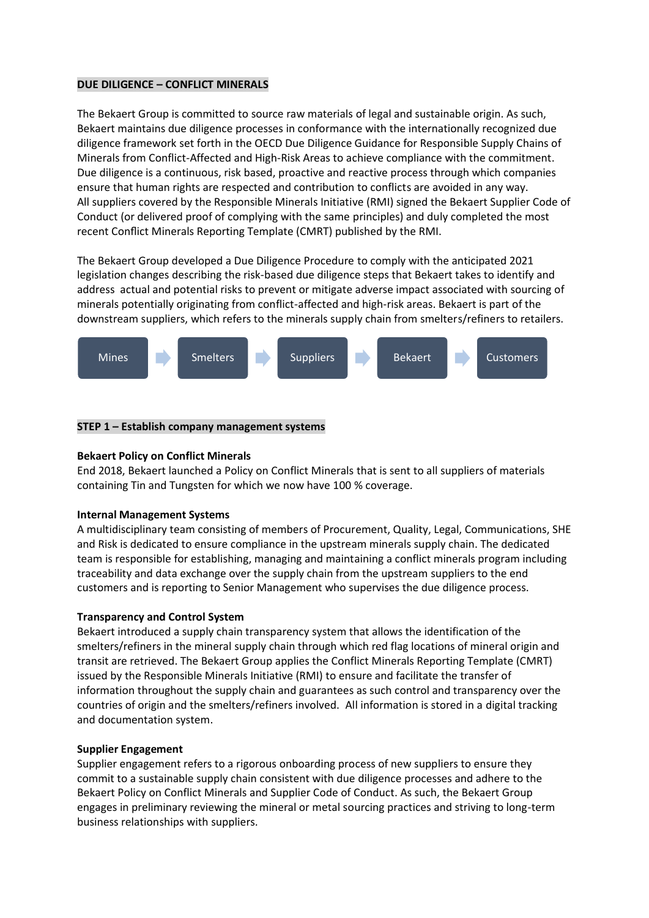**DUE DILIGENCE – CONFLICT MINERALS**

The Bekaert Group is committed to source raw materials of legal and sustainable origin. As such, Bekaert maintains due diligence processes in conformance with the internationally recognized due diligence framework set forth in the OECD Due Diligence Guidance for Responsible Supply Chains of Minerals from Conflict-Affected and High-Risk Areas to achieve compliance with the commitment. Due diligence is a continuous, risk based, proactive and reactive process through which companies ensure that human rights are respected and contribution to conflicts are avoided in any way. All suppliers covered by the Responsible Minerals Initiative (RMI) signed the Bekaert Supplier Code of Conduct (or delivered proof of complying with the same principles) and duly completed the most recent Conflict Minerals Reporting Template (CMRT) published by the RMI.

The Bekaert Group developed a Due Diligence Procedure to comply with the anticipated 2021 legislation changes describing the risk-based due diligence steps that Bekaert takes to identify and address actual and potential risks to prevent or mitigate adverse impact associated with sourcing of minerals potentially originating from conflict-affected and high-risk areas. Bekaert is part of the downstream suppliers, which refers to the minerals supply chain from smelters/refiners to retailers.

Mines → Smelters → Suppliers → Bekaert → Customers

**STEP 1 – Establish company management systems**

**Bekaert Policy on Conflict Minerals**

End 2018, Bekaert launched a Policy on Conflict Minerals that is sent to all suppliers of materials containing Tin and Tungsten for which we now have 100 % coverage.

**Internal Management Systems**

A multidisciplinary team consisting of members of Procurement, Quality, Legal, Communications, SHE and Risk is dedicated to ensure compliance in the upstream minerals supply chain. The dedicated team is responsible for establishing, managing and maintaining a conflict minerals program including traceability and data exchange over the supply chain from the upstream suppliers to the end customers and is reporting to Senior Management who supervises the due diligence process.

**Transparency and Control System**

Bekaert introduced a supply chain transparency system that allows the identification of the smelters/refiners in the mineral supply chain through which red flag locations of mineral origin and transit are retrieved. The Bekaert Group applies the Conflict Minerals Reporting Template (CMRT) issued by the Responsible Minerals Initiative (RMI) to ensure and facilitate the transfer of information throughout the supply chain and guarantees as such control and transparency over the countries of origin and the smelters/refiners involved. All information is stored in a digital tracking and documentation system.

**Supplier Engagement**

Supplier engagement refers to a rigorous onboarding process of new suppliers to ensure they commit to a sustainable supply chain consistent with due diligence processes and adhere to the Bekaert Policy on Conflict Minerals and Supplier Code of Conduct. As such, the Bekaert Group engages in preliminary reviewing the mineral or metal sourcing practices and striving to long-term business relationships with suppliers.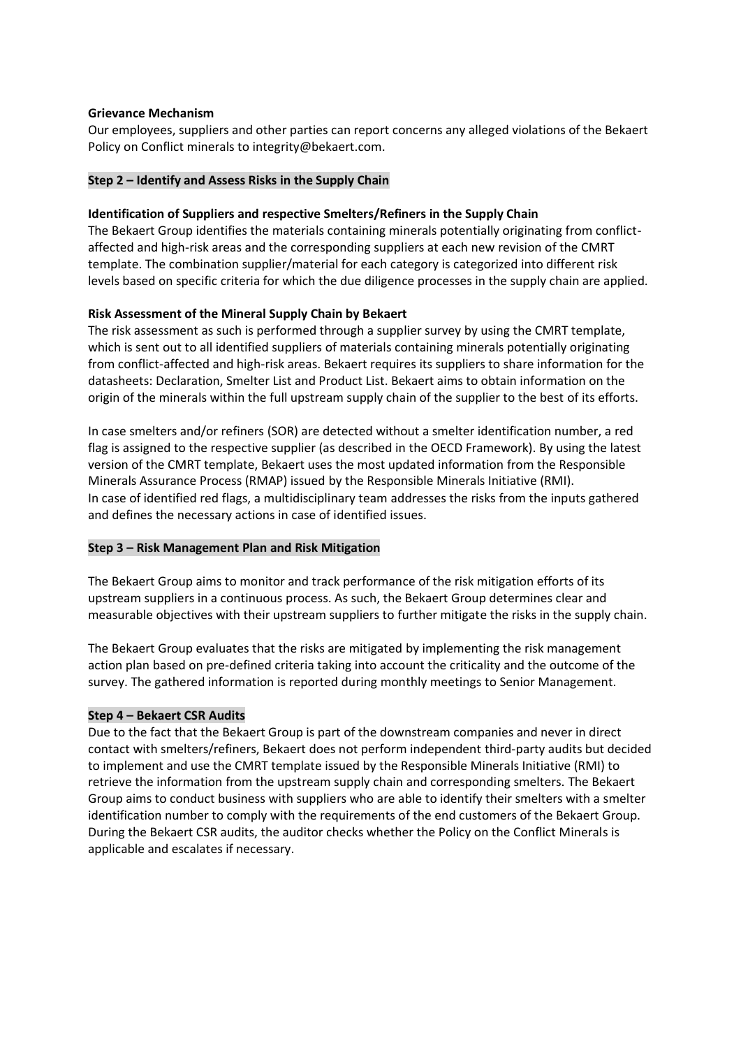**Grievance Mechanism**

Our employees, suppliers and other parties can report concerns any alleged violations of the Bekaert Policy on Conflict minerals to integrity@bekaert.com.

**Step 2 – Identify and Assess Risks in the Supply Chain**

**Identification of Suppliers and respective Smelters/Refiners in the Supply Chain**

The Bekaert Group identifies the materials containing minerals potentially originating from conflict-affected and high-risk areas and the corresponding suppliers at each new revision of the CMRT template. The combination supplier/material for each category is categorized into different risk levels based on specific criteria for which the due diligence processes in the supply chain are applied.

**Risk Assessment of the Mineral Supply Chain by Bekaert**

The risk assessment as such is performed through a supplier survey by using the CMRT template, which is sent out to all identified suppliers of materials containing minerals potentially originating from conflict-affected and high-risk areas. Bekaert requires its suppliers to share information for the datasheets: Declaration, Smelter List and Product List. Bekaert aims to obtain information on the origin of the minerals within the full upstream supply chain of the supplier to the best of its efforts.

In case smelters and/or refiners (SOR) are detected without a smelter identification number, a red flag is assigned to the respective supplier (as described in the OECD Framework). By using the latest version of the CMRT template, Bekaert uses the most updated information from the Responsible Minerals Assurance Process (RMAP) issued by the Responsible Minerals Initiative (RMI).
In case of identified red flags, a multidisciplinary team addresses the risks from the inputs gathered and defines the necessary actions in case of identified issues.

**Step 3 – Risk Management Plan and Risk Mitigation**

The Bekaert Group aims to monitor and track performance of the risk mitigation efforts of its upstream suppliers in a continuous process. As such, the Bekaert Group determines clear and measurable objectives with their upstream suppliers to further mitigate the risks in the supply chain.

The Bekaert Group evaluates that the risks are mitigated by implementing the risk management action plan based on pre-defined criteria taking into account the criticality and the outcome of the survey. The gathered information is reported during monthly meetings to Senior Management.

**Step 4 – Bekaert CSR Audits**

Due to the fact that the Bekaert Group is part of the downstream companies and never in direct contact with smelters/refiners, Bekaert does not perform independent third-party audits but decided to implement and use the CMRT template issued by the Responsible Minerals Initiative (RMI) to retrieve the information from the upstream supply chain and corresponding smelters. The Bekaert Group aims to conduct business with suppliers who are able to identify their smelters with a smelter identification number to comply with the requirements of the end customers of the Bekaert Group. During the Bekaert CSR audits, the auditor checks whether the Policy on the Conflict Minerals is applicable and escalates if necessary.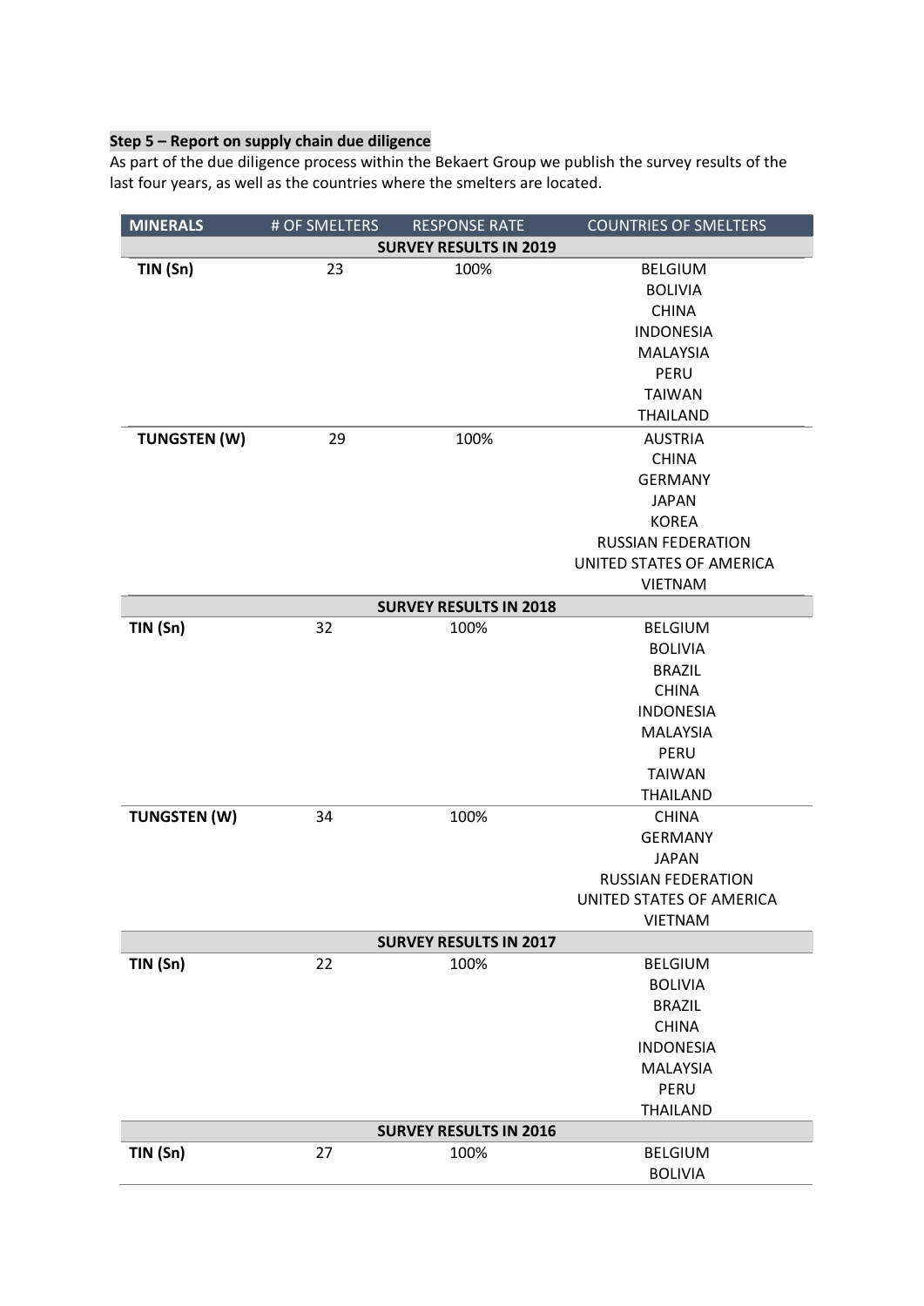**Step 5 – Report on supply chain due diligence**

As part of the due diligence process within the Bekaert Group we publish the survey results of the last four years, as well as the countries where the smelters are located.

| MINERALS | # OF SMELTERS | RESPONSE RATE | COUNTRIES OF SMELTERS |
|---|---|---|---|
| | | **SURVEY RESULTS IN 2019** | |
| **TIN (Sn)** | 23 | 100% | BELGIUM |
| | | | BOLIVIA |
| | | | CHINA |
| | | | INDONESIA |
| | | | MALAYSIA |
| | | | PERU |
| | | | TAIWAN |
| | | | THAILAND |
| **TUNGSTEN (W)** | 29 | 100% | AUSTRIA |
| | | | CHINA |
| | | | GERMANY |
| | | | JAPAN |
| | | | KOREA |
| | | | RUSSIAN FEDERATION |
| | | | UNITED STATES OF AMERICA |
| | | | VIETNAM |
| | | **SURVEY RESULTS IN 2018** | |
| **TIN (Sn)** | 32 | 100% | BELGIUM |
| | | | BOLIVIA |
| | | | BRAZIL |
| | | | CHINA |
| | | | INDONESIA |
| | | | MALAYSIA |
| | | | PERU |
| | | | TAIWAN |
| | | | THAILAND |
| **TUNGSTEN (W)** | 34 | 100% | CHINA |
| | | | GERMANY |
| | | | JAPAN |
| | | | RUSSIAN FEDERATION |
| | | | UNITED STATES OF AMERICA |
| | | | VIETNAM |
| | | **SURVEY RESULTS IN 2017** | |
| **TIN (Sn)** | 22 | 100% | BELGIUM |
| | | | BOLIVIA |
| | | | BRAZIL |
| | | | CHINA |
| | | | INDONESIA |
| | | | MALAYSIA |
| | | | PERU |
| | | | THAILAND |
| | | **SURVEY RESULTS IN 2016** | |
| **TIN (Sn)** | 27 | 100% | BELGIUM |
| | | | BOLIVIA |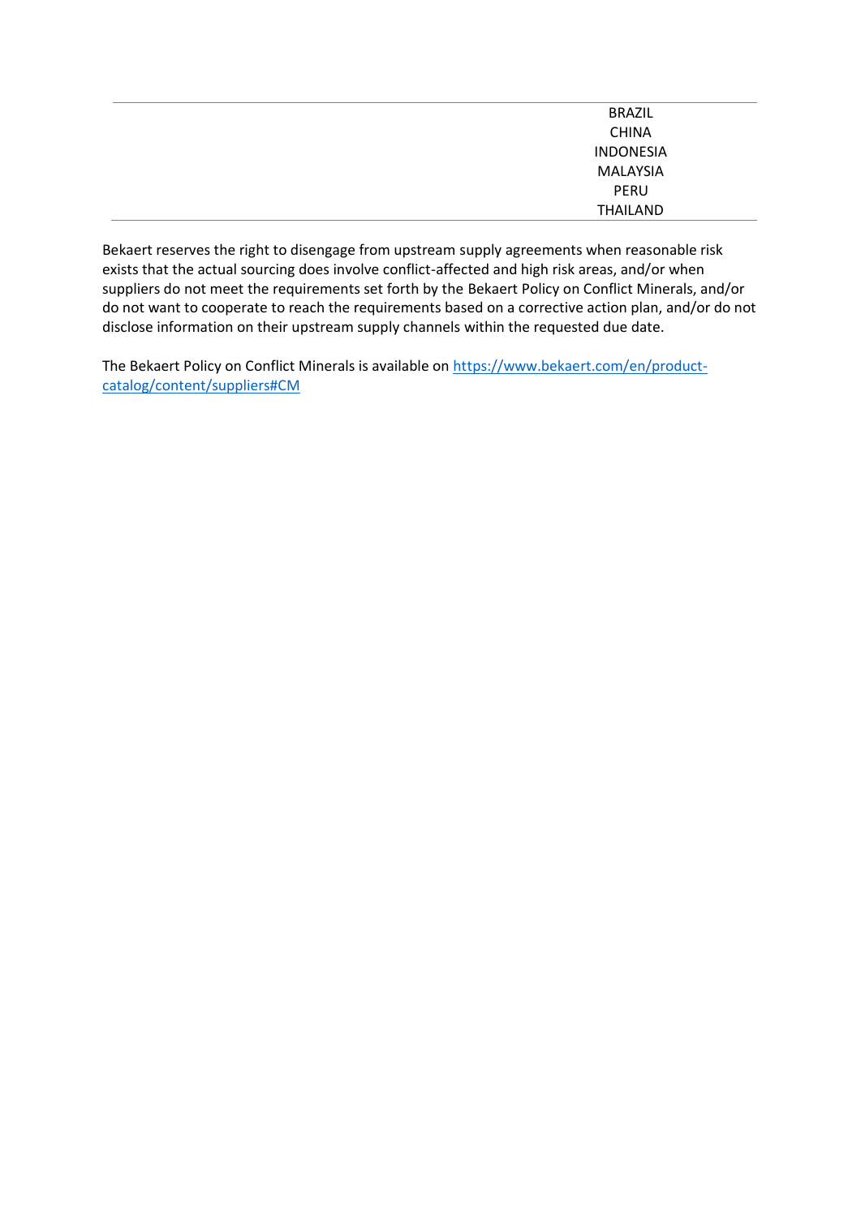| | |
|---|---|
| | BRAZIL<br>CHINA<br>INDONESIA<br>MALAYSIA<br>PERU<br>THAILAND |

Bekaert reserves the right to disengage from upstream supply agreements when reasonable risk exists that the actual sourcing does involve conflict-affected and high risk areas, and/or when suppliers do not meet the requirements set forth by the Bekaert Policy on Conflict Minerals, and/or do not want to cooperate to reach the requirements based on a corrective action plan, and/or do not disclose information on their upstream supply channels within the requested due date.

The Bekaert Policy on Conflict Minerals is available on [https://www.bekaert.com/en/product-catalog/content/suppliers#CM](https://www.bekaert.com/en/product-catalog/content/suppliers#CM)